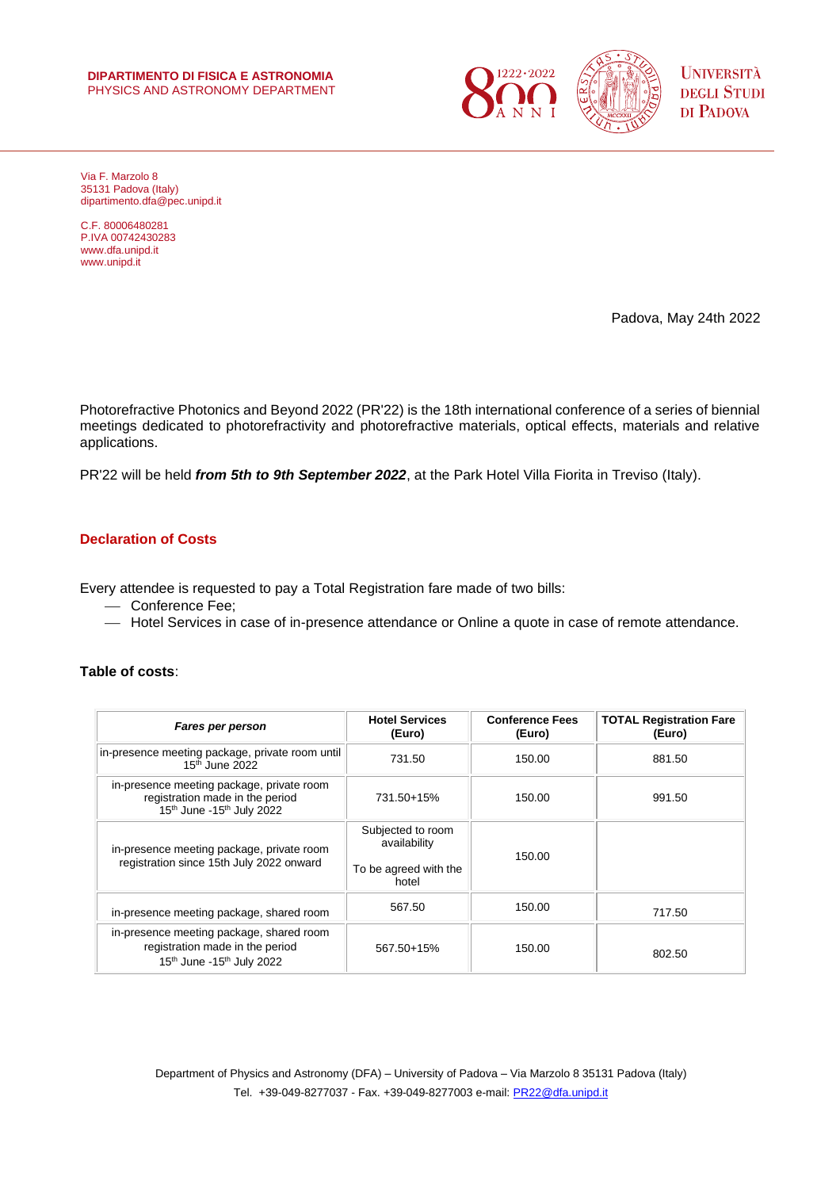**DIPARTIMENTO DI FISICA E ASTRONOMIA**
PHYSICS AND ASTRONOMY DEPARTMENT

UNIVERSITÀ DEGLI STUDI DI PADOVA

Via F. Marzolo 8
35131 Padova (Italy)
dipartimento.dfa@pec.unipd.it

C.F. 80006480281
P.IVA 00742430283
www.dfa.unipd.it
www.unipd.it

Padova, May 24th 2022

Photorefractive Photonics and Beyond 2022 (PR'22) is the 18th international conference of a series of biennial meetings dedicated to photorefractivity and photorefractive materials, optical effects, materials and relative applications.

PR'22 will be held ***from 5th to 9th September 2022***, at the Park Hotel Villa Fiorita in Treviso (Italy).

## Declaration of Costs

Every attendee is requested to pay a Total Registration fare made of two bills:

- Conference Fee;
- Hotel Services in case of in-presence attendance or Online a quote in case of remote attendance.

**Table of costs**:

| ***Fares per person*** | **Hotel Services (Euro)** | **Conference Fees (Euro)** | **TOTAL Registration Fare (Euro)** |
|---|---|---|---|
| in-presence meeting package, private room until 15th June 2022 | 731.50 | 150.00 | 881.50 |
| in-presence meeting package, private room registration made in the period 15th June -15th July 2022 | 731.50+15% | 150.00 | 991.50 |
| in-presence meeting package, private room registration since 15th July 2022 onward | Subjected to room availability<br>To be agreed with the hotel | 150.00 | |
| in-presence meeting package, shared room | 567.50 | 150.00 | 717.50 |
| in-presence meeting package, shared room registration made in the period 15th June -15th July 2022 | 567.50+15% | 150.00 | 802.50 |

Department of Physics and Astronomy (DFA) – University of Padova – Via Marzolo 8 35131 Padova (Italy)
Tel. +39-049-8277037 - Fax. +39-049-8277003 e-mail: PR22@dfa.unipd.it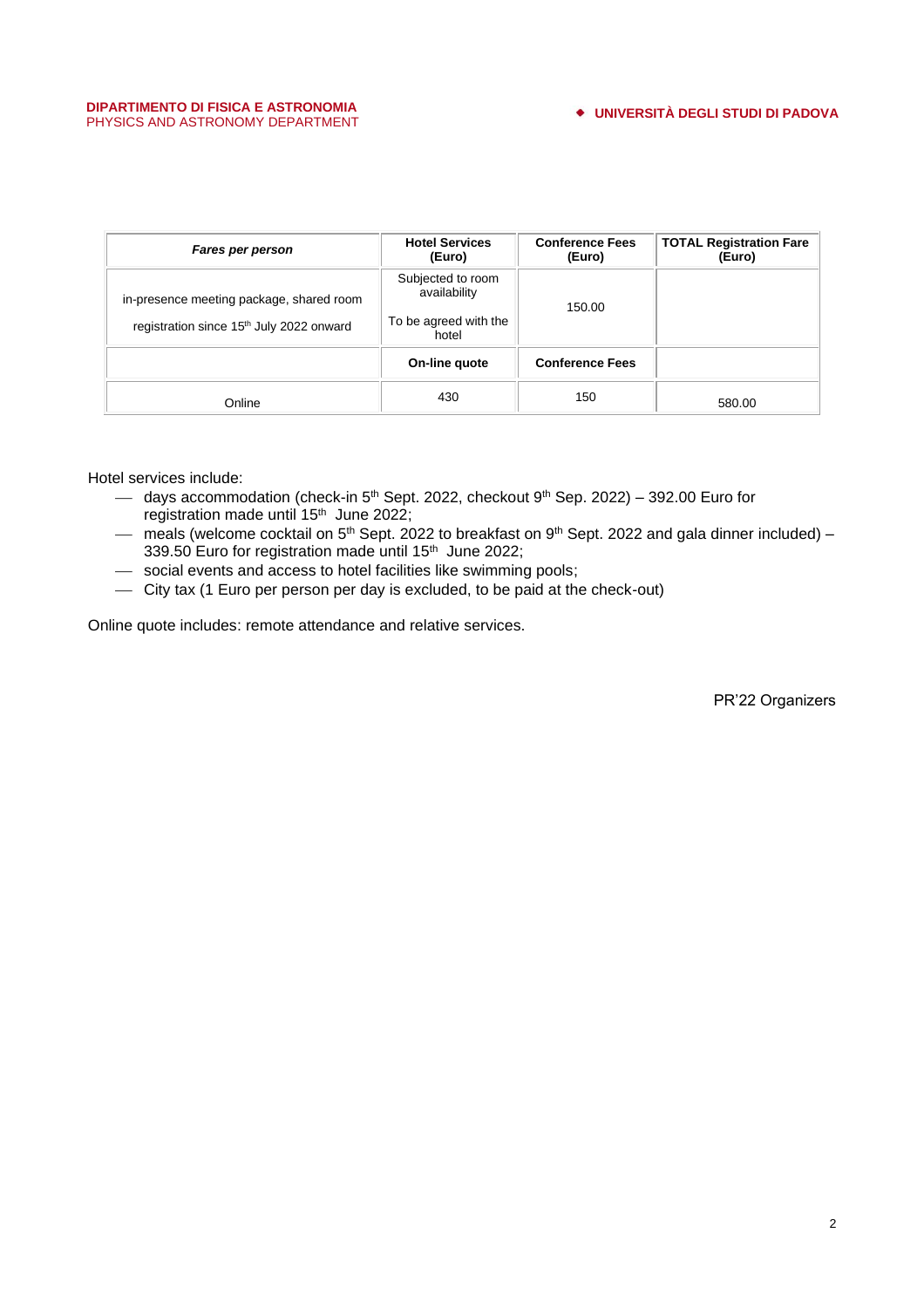| *Fares per person* | **Hotel Services (Euro)** | **Conference Fees (Euro)** | **TOTAL Registration Fare (Euro)** |
|---|---|---|---|
| in-presence meeting package, shared room<br>registration since 15th July 2022 onward | Subjected to room availability<br>To be agreed with the hotel | 150.00 | |
| | **On-line quote** | **Conference Fees** | |
| Online | 430 | 150 | 580.00 |

Hotel services include:

- days accommodation (check-in 5th Sept. 2022, checkout 9th Sep. 2022) – 392.00 Euro for registration made until 15th June 2022;
- meals (welcome cocktail on 5th Sept. 2022 to breakfast on 9th Sept. 2022 and gala dinner included) – 339.50 Euro for registration made until 15th June 2022;
- social events and access to hotel facilities like swimming pools;
- City tax (1 Euro per person per day is excluded, to be paid at the check-out)

Online quote includes: remote attendance and relative services.

PR'22 Organizers